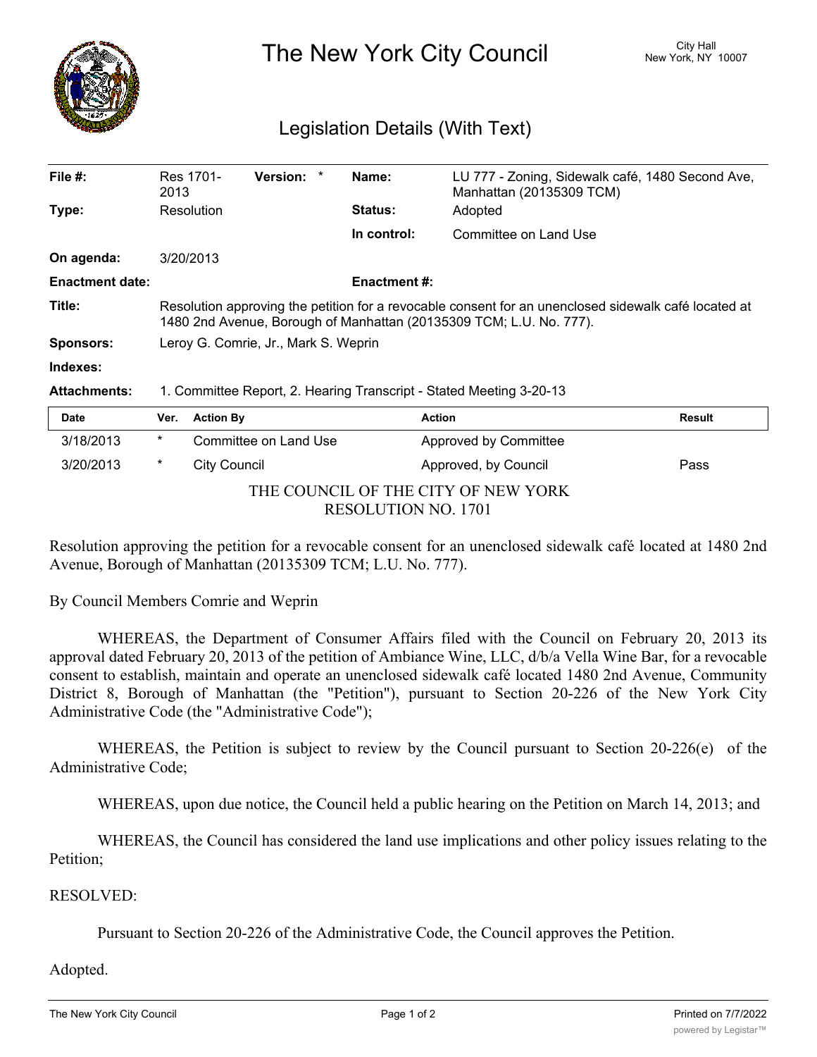# The New York City Council

City Hall
New York, NY 10007

## Legislation Details (With Text)

| | | | |
|---|---|---|---|
| **File #:** | Res 1701-2013 **Version:** * | **Name:** | LU 777 - Zoning, Sidewalk café, 1480 Second Ave, Manhattan (20135309 TCM) |
| **Type:** | Resolution | **Status:** | Adopted |
| | | **In control:** | Committee on Land Use |
| **On agenda:** | 3/20/2013 | | |
| **Enactment date:** | | **Enactment #:** | |

**Title:** Resolution approving the petition for a revocable consent for an unenclosed sidewalk café located at 1480 2nd Avenue, Borough of Manhattan (20135309 TCM; L.U. No. 777).

**Sponsors:** Leroy G. Comrie, Jr., Mark S. Weprin

**Indexes:**

**Attachments:** 1. Committee Report, 2. Hearing Transcript - Stated Meeting 3-20-13

| Date | Ver. | Action By | Action | Result |
|---|---|---|---|---|
| 3/18/2013 | * | Committee on Land Use | Approved by Committee | |
| 3/20/2013 | * | City Council | Approved, by Council | Pass |

THE COUNCIL OF THE CITY OF NEW YORK
RESOLUTION NO. 1701

Resolution approving the petition for a revocable consent for an unenclosed sidewalk café located at 1480 2nd Avenue, Borough of Manhattan (20135309 TCM; L.U. No. 777).

By Council Members Comrie and Weprin

WHEREAS, the Department of Consumer Affairs filed with the Council on February 20, 2013 its approval dated February 20, 2013 of the petition of Ambiance Wine, LLC, d/b/a Vella Wine Bar, for a revocable consent to establish, maintain and operate an unenclosed sidewalk café located 1480 2nd Avenue, Community District 8, Borough of Manhattan (the "Petition"), pursuant to Section 20-226 of the New York City Administrative Code (the "Administrative Code");

WHEREAS, the Petition is subject to review by the Council pursuant to Section 20-226(e) of the Administrative Code;

WHEREAS, upon due notice, the Council held a public hearing on the Petition on March 14, 2013; and

WHEREAS, the Council has considered the land use implications and other policy issues relating to the Petition;

RESOLVED:

Pursuant to Section 20-226 of the Administrative Code, the Council approves the Petition.

Adopted.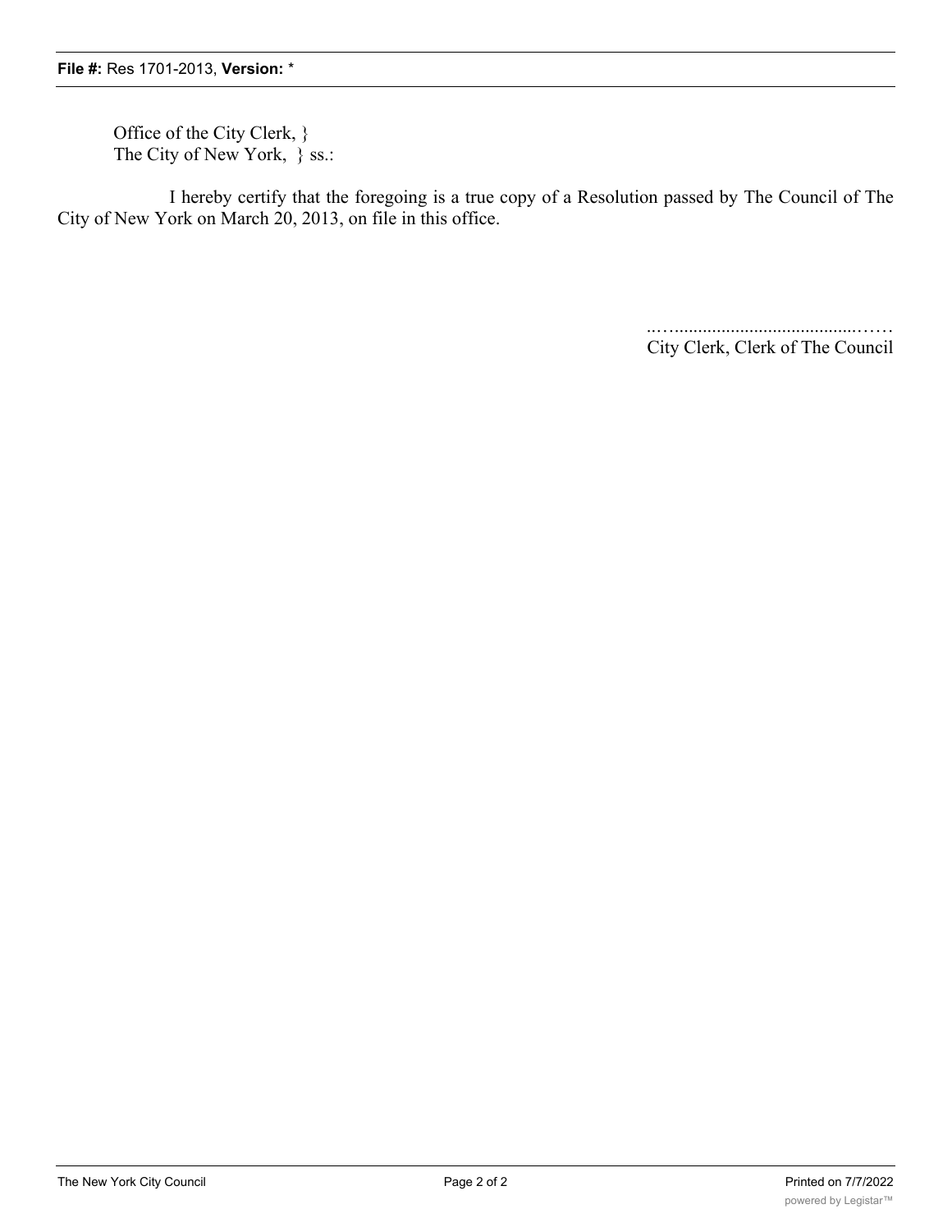Office of the City Clerk, }
The City of New York, } ss.:

I hereby certify that the foregoing is a true copy of a Resolution passed by The Council of The City of New York on March 20, 2013, on file in this office.

..….......................................……
City Clerk, Clerk of The Council